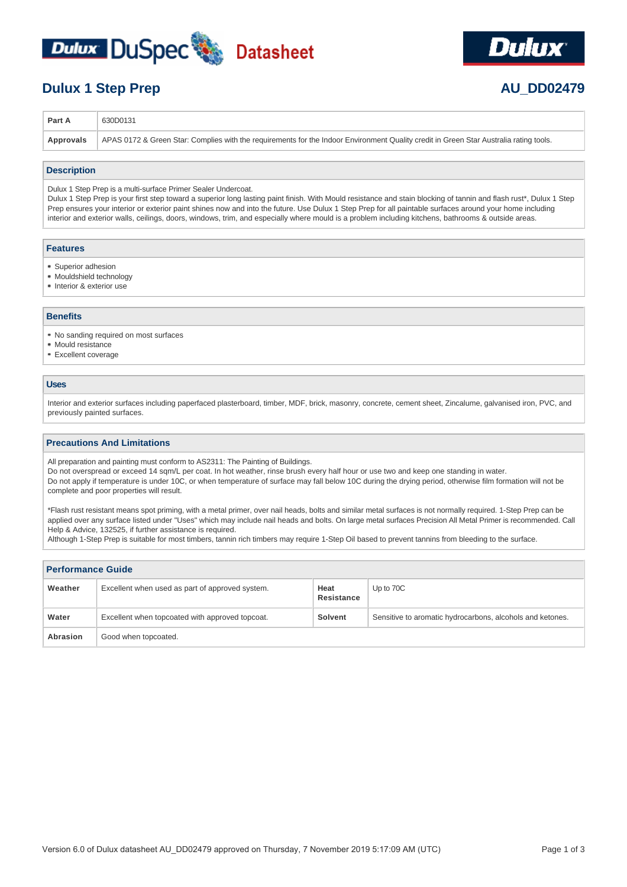# Dulux 1 Step Prep

**AU_DD02479**

| | |
|---|---|
| **Part A** | 630D0131 |
| **Approvals** | APAS 0172 & Green Star: Complies with the requirements for the Indoor Environment Quality credit in Green Star Australia rating tools. |

## Description

Dulux 1 Step Prep is a multi-surface Primer Sealer Undercoat.
Dulux 1 Step Prep is your first step toward a superior long lasting paint finish. With Mould resistance and stain blocking of tannin and flash rust*, Dulux 1 Step Prep ensures your interior or exterior paint shines now and into the future. Use Dulux 1 Step Prep for all paintable surfaces around your home including interior and exterior walls, ceilings, doors, windows, trim, and especially where mould is a problem including kitchens, bathrooms & outside areas.

## Features

- Superior adhesion
- Mouldshield technology
- Interior & exterior use

## Benefits

- No sanding required on most surfaces
- Mould resistance
- Excellent coverage

## Uses

Interior and exterior surfaces including paperfaced plasterboard, timber, MDF, brick, masonry, concrete, cement sheet, Zincalume, galvanised iron, PVC, and previously painted surfaces.

## Precautions And Limitations

All preparation and painting must conform to AS2311: The Painting of Buildings.
Do not overspread or exceed 14 sqm/L per coat. In hot weather, rinse brush every half hour or use two and keep one standing in water.
Do not apply if temperature is under 10C, or when temperature of surface may fall below 10C during the drying period, otherwise film formation will not be complete and poor properties will result.

*Flash rust resistant means spot priming, with a metal primer, over nail heads, bolts and similar metal surfaces is not normally required. 1-Step Prep can be applied over any surface listed under "Uses" which may include nail heads and bolts. On large metal surfaces Precision All Metal Primer is recommended. Call Help & Advice, 132525, if further assistance is required.
Although 1-Step Prep is suitable for most timbers, tannin rich timbers may require 1-Step Oil based to prevent tannins from bleeding to the surface.

## Performance Guide

| | | | |
|---|---|---|---|
| **Weather** | Excellent when used as part of approved system. | **Heat Resistance** | Up to 70C |
| **Water** | Excellent when topcoated with approved topcoat. | **Solvent** | Sensitive to aromatic hydrocarbons, alcohols and ketones. |
| **Abrasion** | Good when topcoated. | | |

Version 6.0 of Dulux datasheet AU_DD02479 approved on Thursday, 7 November 2019 5:17:09 AM (UTC)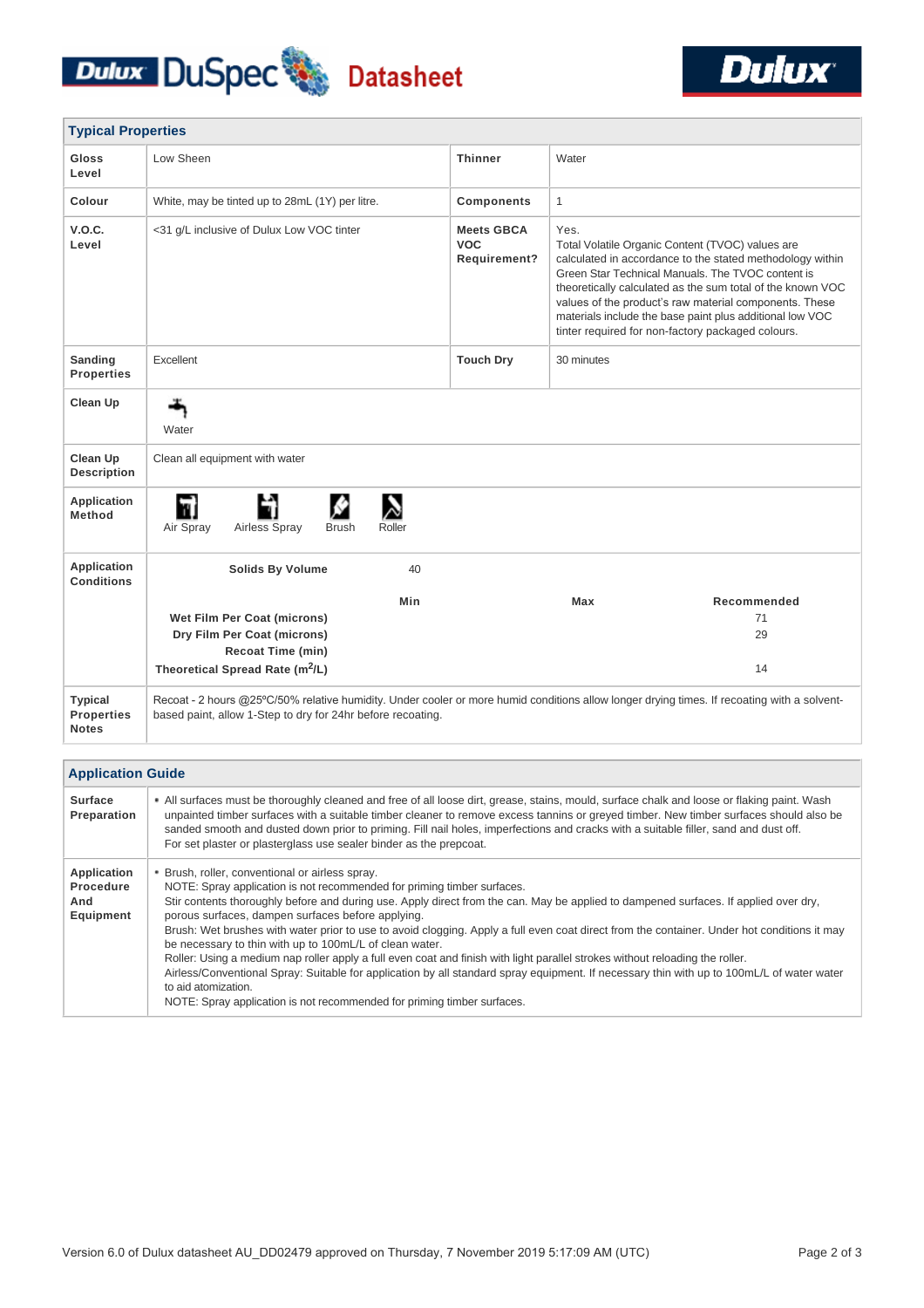Dulux DuSpec Datasheet

## Typical Properties

| | | | |
|---|---|---|---|
| **Gloss Level** | Low Sheen | **Thinner** | Water |
| **Colour** | White, may be tinted up to 28mL (1Y) per litre. | **Components** | 1 |
| **V.O.C. Level** | <31 g/L inclusive of Dulux Low VOC tinter | **Meets GBCA VOC Requirement?** | Yes. Total Volatile Organic Content (TVOC) values are calculated in accordance to the stated methodology within Green Star Technical Manuals. The TVOC content is theoretically calculated as the sum total of the known VOC values of the product's raw material components. These materials include the base paint plus additional low VOC tinter required for non-factory packaged colours. |
| **Sanding Properties** | Excellent | **Touch Dry** | 30 minutes |
| **Clean Up** | Water | | |
| **Clean Up Description** | Clean all equipment with water | | |
| **Application Method** | Air Spray, Airless Spray, Brush, Roller | | |

**Application Conditions**

| | | | |
|---|---|---|---|
| **Solids By Volume** | 40 | | |
| | **Min** | **Max** | **Recommended** |
| **Wet Film Per Coat (microns)** | | | 71 |
| **Dry Film Per Coat (microns)** | | | 29 |
| **Recoat Time (min)** | | | |
| **Theoretical Spread Rate ($m^2$/L)** | | | 14 |

**Typical Properties Notes**

Recoat - 2 hours @25ºC/50% relative humidity. Under cooler or more humid conditions allow longer drying times. If recoating with a solvent-based paint, allow 1-Step to dry for 24hr before recoating.

## Application Guide

**Surface Preparation**

- All surfaces must be thoroughly cleaned and free of all loose dirt, grease, stains, mould, surface chalk and loose or flaking paint. Wash unpainted timber surfaces with a suitable timber cleaner to remove excess tannins or greyed timber. New timber surfaces should also be sanded smooth and dusted down prior to priming. Fill nail holes, imperfections and cracks with a suitable filler, sand and dust off.
  For set plaster or plasterglass use sealer binder as the prepcoat.

**Application Procedure And Equipment**

- Brush, roller, conventional or airless spray.
  NOTE: Spray application is not recommended for priming timber surfaces.
  Stir contents thoroughly before and during use. Apply direct from the can. May be applied to dampened surfaces. If applied over dry, porous surfaces, dampen surfaces before applying.
  Brush: Wet brushes with water prior to use to avoid clogging. Apply a full even coat direct from the container. Under hot conditions it may be necessary to thin with up to 100mL/L of clean water.
  Roller: Using a medium nap roller apply a full even coat and finish with light parallel strokes without reloading the roller.
  Airless/Conventional Spray: Suitable for application by all standard spray equipment. If necessary thin with up to 100mL/L of water water to aid atomization.
  NOTE: Spray application is not recommended for priming timber surfaces.

Version 6.0 of Dulux datasheet AU_DD02479 approved on Thursday, 7 November 2019 5:17:09 AM (UTC)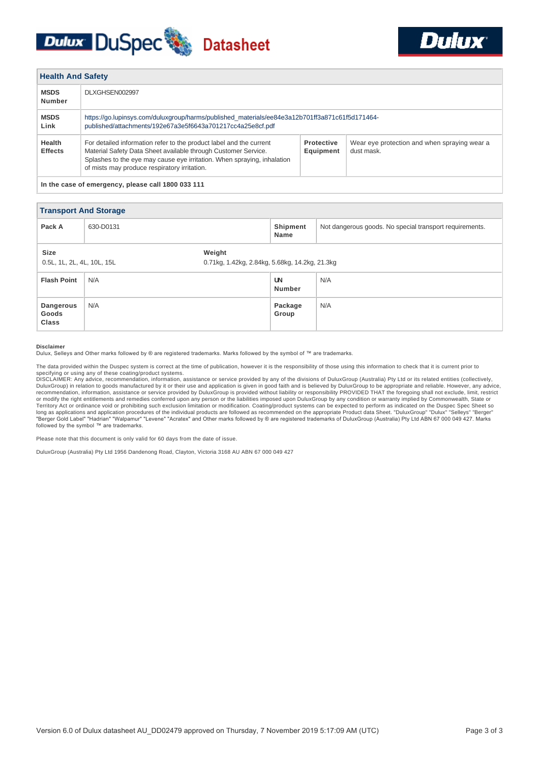## Health And Safety

| | | | |
|---|---|---|---|
| **MSDS Number** | DLXGHSEN002997 | | |
| **MSDS Link** | https://go.lupinsys.com/duluxgroup/harms/published_materials/ee84e3a12b701ff3a871c61f5d171464-published/attachments/192e67a3e5f6643a701217cc4a25e8cf.pdf | | |
| **Health Effects** | For detailed information refer to the product label and the current Material Safety Data Sheet available through Customer Service. Splashes to the eye may cause eye irritation. When spraying, inhalation of mists may produce respiratory irritation. | **Protective Equipment** | Wear eye protection and when spraying wear a dust mask. |

**In the case of emergency, please call 1800 033 111**

## Transport And Storage

| | | | |
|---|---|---|---|
| **Pack A** | 630-D0131 | **Shipment Name** | Not dangerous goods. No special transport requirements. |
| **Size** | 0.5L, 1L, 2L, 4L, 10L, 15L | **Weight** | 0.71kg, 1.42kg, 2.84kg, 5.68kg, 14.2kg, 21.3kg |
| **Flash Point** | N/A | **UN Number** | N/A |
| **Dangerous Goods Class** | N/A | **Package Group** | N/A |

**Disclaimer**
Dulux, Selleys and Other marks followed by ® are registered trademarks. Marks followed by the symbol of ™ are trademarks.

The data provided within the Duspec system is correct at the time of publication, however it is the responsibility of those using this information to check that it is current prior to specifying or using any of these coating/product systems.
DISCLAIMER: Any advice, recommendation, information, assistance or service provided by any of the divisions of DuluxGroup (Australia) Pty Ltd or its related entities (collectively, DuluxGroup) in relation to goods manufactured by it or their use and application is given in good faith and is believed by DuluxGroup to be appropriate and reliable. However, any advice, recommendation, information, assistance or service provided by DuluxGroup is provided without liability or responsibility PROVIDED THAT the foregoing shall not exclude, limit, restrict or modify the right entitlements and remedies conferred upon any person or the liabilities imposed upon DuluxGroup by any condition or warranty implied by Commonwealth, State or Territory Act or ordinance void or prohibiting such exclusion limitation or modification. Coating/product systems can be expected to perform as indicated on the Duspec Spec Sheet so long as applications and application procedures of the individual products are followed as recommended on the appropriate Product data Sheet. "DuluxGroup" "Dulux" "Selleys" "Berger" "Berger Gold Label" "Hadrian" "Walpamur" "Levene" "Acratex" and Other marks followed by ® are registered trademarks of DuluxGroup (Australia) Pty Ltd ABN 67 000 049 427. Marks followed by the symbol ™ are trademarks.

Please note that this document is only valid for 60 days from the date of issue.

DuluxGroup (Australia) Pty Ltd 1956 Dandenong Road, Clayton, Victoria 3168 AU ABN 67 000 049 427

Version 6.0 of Dulux datasheet AU_DD02479 approved on Thursday, 7 November 2019 5:17:09 AM (UTC)